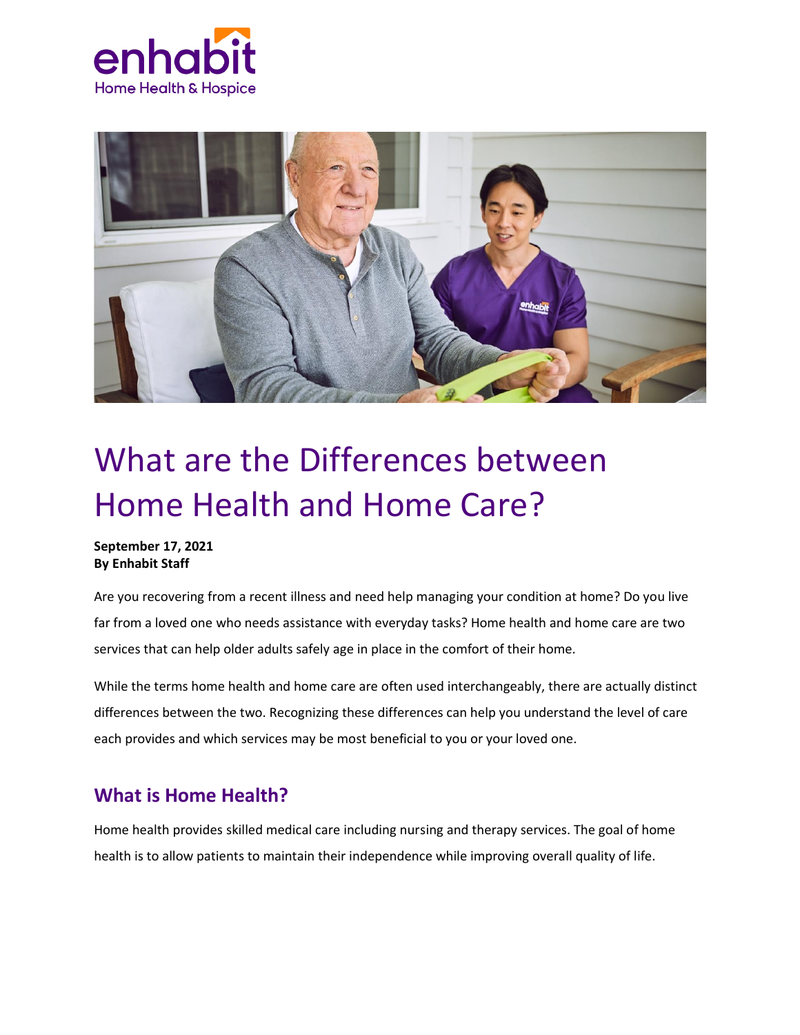# What are the Differences between Home Health and Home Care?

**September 17, 2021**
**By Enhabit Staff**

Are you recovering from a recent illness and need help managing your condition at home? Do you live far from a loved one who needs assistance with everyday tasks? Home health and home care are two services that can help older adults safely age in place in the comfort of their home.

While the terms home health and home care are often used interchangeably, there are actually distinct differences between the two. Recognizing these differences can help you understand the level of care each provides and which services may be most beneficial to you or your loved one.

## What is Home Health?

Home health provides skilled medical care including nursing and therapy services. The goal of home health is to allow patients to maintain their independence while improving overall quality of life.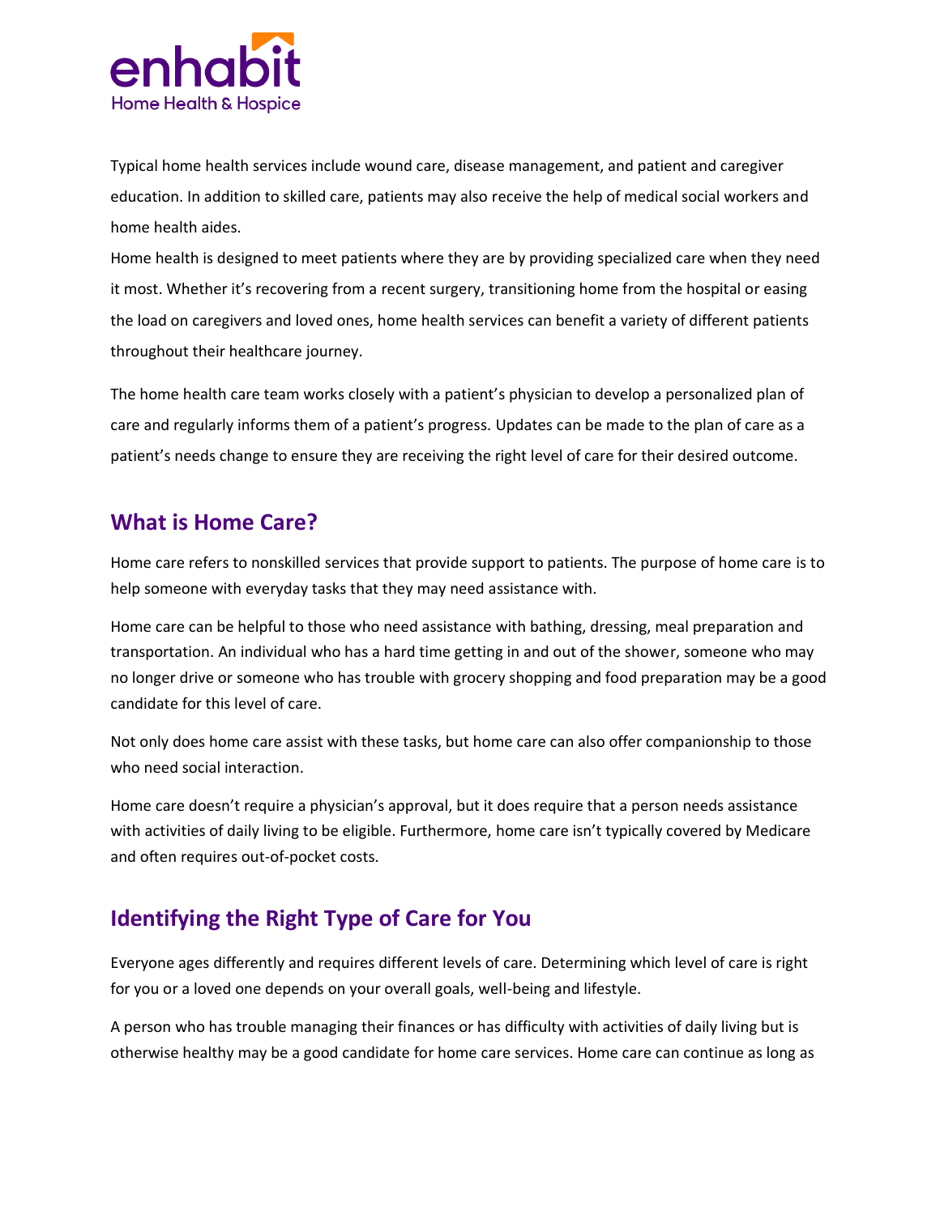Typical home health services include wound care, disease management, and patient and caregiver education. In addition to skilled care, patients may also receive the help of medical social workers and home health aides.

Home health is designed to meet patients where they are by providing specialized care when they need it most. Whether it's recovering from a recent surgery, transitioning home from the hospital or easing the load on caregivers and loved ones, home health services can benefit a variety of different patients throughout their healthcare journey.

The home health care team works closely with a patient's physician to develop a personalized plan of care and regularly informs them of a patient's progress. Updates can be made to the plan of care as a patient's needs change to ensure they are receiving the right level of care for their desired outcome.

## What is Home Care?

Home care refers to nonskilled services that provide support to patients. The purpose of home care is to help someone with everyday tasks that they may need assistance with.

Home care can be helpful to those who need assistance with bathing, dressing, meal preparation and transportation. An individual who has a hard time getting in and out of the shower, someone who may no longer drive or someone who has trouble with grocery shopping and food preparation may be a good candidate for this level of care.

Not only does home care assist with these tasks, but home care can also offer companionship to those who need social interaction.

Home care doesn't require a physician's approval, but it does require that a person needs assistance with activities of daily living to be eligible. Furthermore, home care isn't typically covered by Medicare and often requires out-of-pocket costs.

## Identifying the Right Type of Care for You

Everyone ages differently and requires different levels of care. Determining which level of care is right for you or a loved one depends on your overall goals, well-being and lifestyle.

A person who has trouble managing their finances or has difficulty with activities of daily living but is otherwise healthy may be a good candidate for home care services. Home care can continue as long as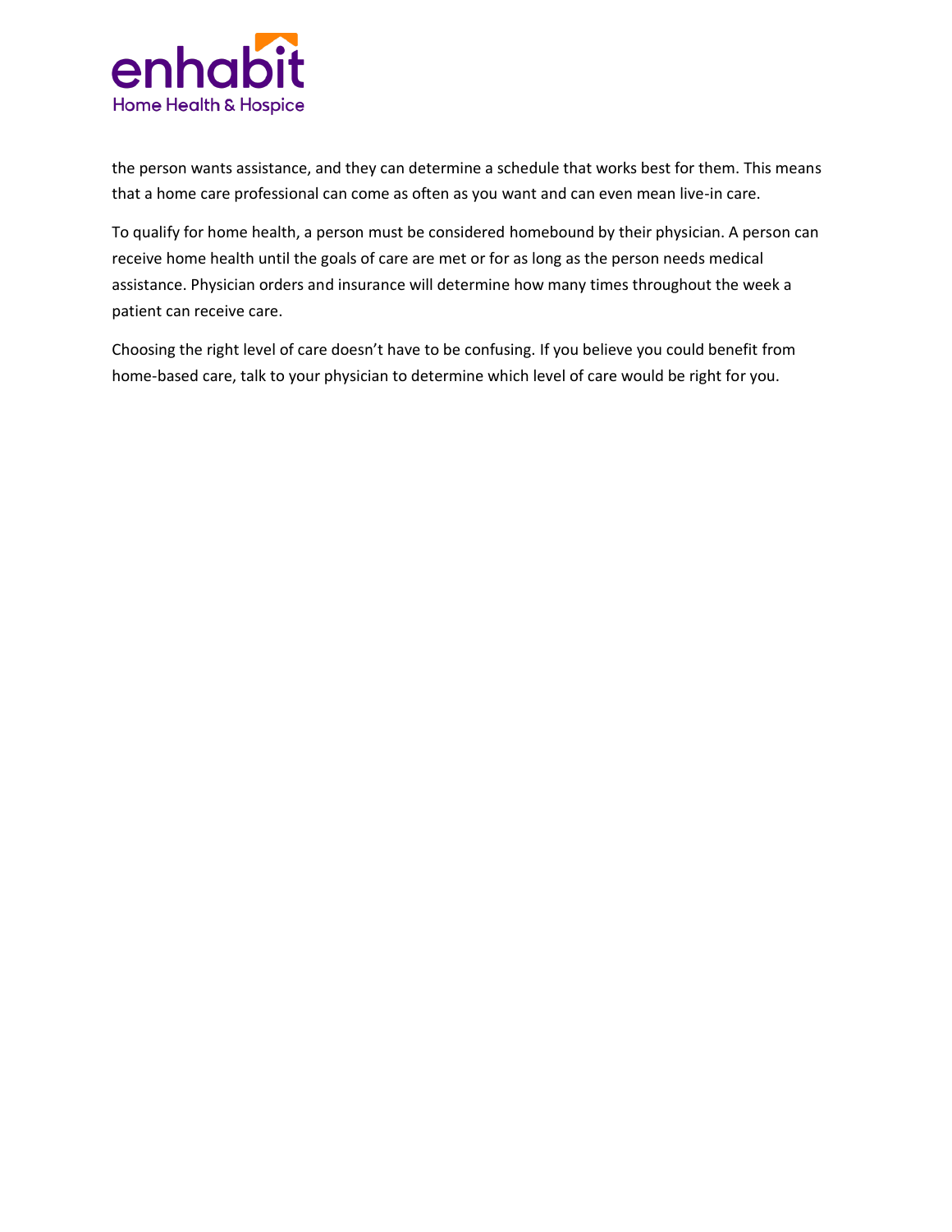the person wants assistance, and they can determine a schedule that works best for them. This means that a home care professional can come as often as you want and can even mean live-in care.

To qualify for home health, a person must be considered homebound by their physician. A person can receive home health until the goals of care are met or for as long as the person needs medical assistance. Physician orders and insurance will determine how many times throughout the week a patient can receive care.

Choosing the right level of care doesn't have to be confusing. If you believe you could benefit from home-based care, talk to your physician to determine which level of care would be right for you.